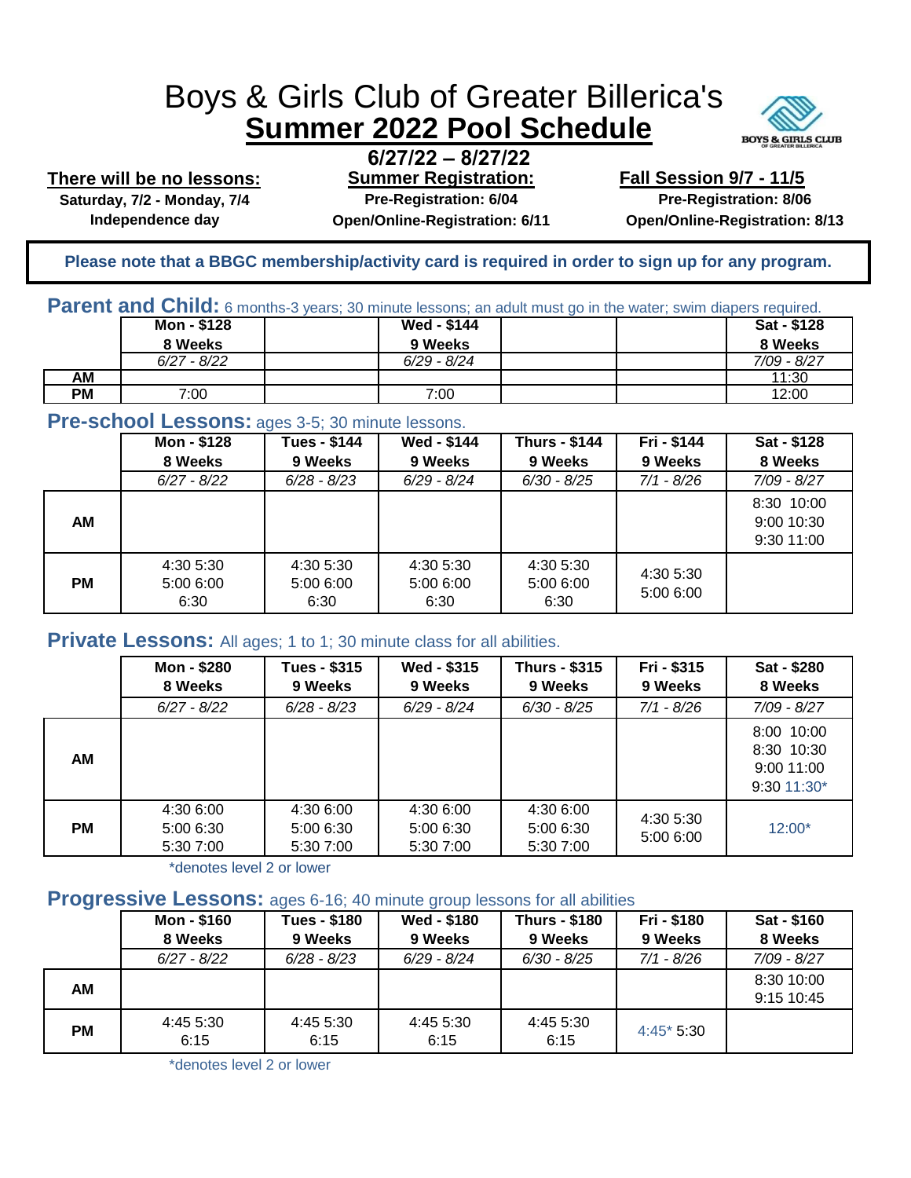# Boys & Girls Club of Greater Billerica's
# Summer 2022 Pool Schedule

**6/27/22 – 8/27/22**

**There will be no lessons:**
**Saturday, 7/2 - Monday, 7/4**
**Independence day**

**Summer Registration:**
**Pre-Registration: 6/04**
**Open/Online-Registration: 6/11**

**Fall Session 9/7 - 11/5**
**Pre-Registration: 8/06**
**Open/Online-Registration: 8/13**

**Please note that a BBGC membership/activity card is required in order to sign up for any program.**

## Parent and Child: 6 months-3 years; 30 minute lessons; an adult must go in the water; swim diapers required.

| | Mon - $128 8 Weeks | | Wed - $144 9 Weeks | | | Sat - $128 8 Weeks |
|---|---|---|---|---|---|---|
| | *6/27 - 8/22* | | *6/29 - 8/24* | | | *7/09 - 8/27* |
| **AM** | | | | | | 11:30 |
| **PM** | 7:00 | | 7:00 | | | 12:00 |

## Pre-school Lessons: ages 3-5; 30 minute lessons.

| | Mon - $128 8 Weeks | Tues - $144 9 Weeks | Wed - $144 9 Weeks | Thurs - $144 9 Weeks | Fri - $144 9 Weeks | Sat - $128 8 Weeks |
|---|---|---|---|---|---|---|
| | *6/27 - 8/22* | *6/28 - 8/23* | *6/29 - 8/24* | *6/30 - 8/25* | *7/1 - 8/26* | *7/09 - 8/27* |
| **AM** | | | | | | 8:30 10:00 9:00 10:30 9:30 11:00 |
| **PM** | 4:30 5:30 5:00 6:00 6:30 | 4:30 5:30 5:00 6:00 6:30 | 4:30 5:30 5:00 6:00 6:30 | 4:30 5:30 5:00 6:00 6:30 | 4:30 5:30 5:00 6:00 | |

## Private Lessons: All ages; 1 to 1; 30 minute class for all abilities.

| | Mon - $280 8 Weeks | Tues - $315 9 Weeks | Wed - $315 9 Weeks | Thurs - $315 9 Weeks | Fri - $315 9 Weeks | Sat - $280 8 Weeks |
|---|---|---|---|---|---|---|
| | *6/27 - 8/22* | *6/28 - 8/23* | *6/29 - 8/24* | *6/30 - 8/25* | *7/1 - 8/26* | *7/09 - 8/27* |
| **AM** | | | | | | 8:00 10:00 8:30 10:30 9:00 11:00 9:30 11:30* |
| **PM** | 4:30 6:00 5:00 6:30 5:30 7:00 | 4:30 6:00 5:00 6:30 5:30 7:00 | 4:30 6:00 5:00 6:30 5:30 7:00 | 4:30 6:00 5:00 6:30 5:30 7:00 | 4:30 5:30 5:00 6:00 | 12:00* |

*denotes level 2 or lower

## Progressive Lessons: ages 6-16; 40 minute group lessons for all abilities

| | Mon - $160 8 Weeks | Tues - $180 9 Weeks | Wed - $180 9 Weeks | Thurs - $180 9 Weeks | Fri - $180 9 Weeks | Sat - $160 8 Weeks |
|---|---|---|---|---|---|---|
| | *6/27 - 8/22* | *6/28 - 8/23* | *6/29 - 8/24* | *6/30 - 8/25* | *7/1 - 8/26* | *7/09 - 8/27* |
| **AM** | | | | | | 8:30 10:00 9:15 10:45 |
| **PM** | 4:45 5:30 6:15 | 4:45 5:30 6:15 | 4:45 5:30 6:15 | 4:45 5:30 6:15 | 4:45* 5:30 | |

*denotes level 2 or lower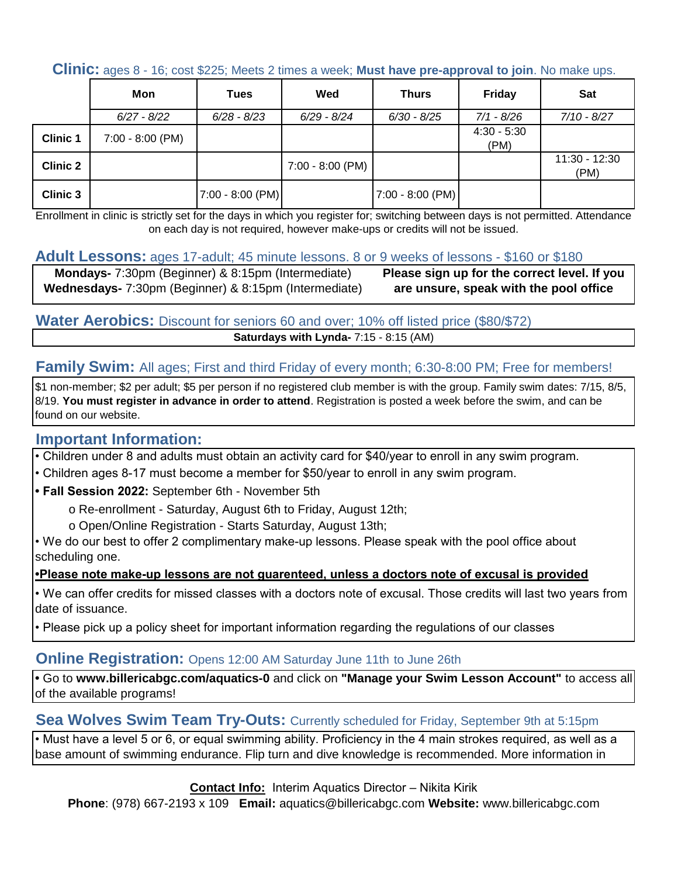## Clinic: ages 8 - 16; cost $225; Meets 2 times a week; **Must have pre-approval to join**. No make ups.

| | Mon | Tues | Wed | Thurs | Friday | Sat |
|---|---|---|---|---|---|---|
| | *6/27 - 8/22* | *6/28 - 8/23* | *6/29 - 8/24* | *6/30 - 8/25* | *7/1 - 8/26* | *7/10 - 8/27* |
| **Clinic 1** | 7:00 - 8:00 (PM) | | | | 4:30 - 5:30 (PM) | |
| **Clinic 2** | | | 7:00 - 8:00 (PM) | | | 11:30 - 12:30 (PM) |
| **Clinic 3** | | 7:00 - 8:00 (PM) | | 7:00 - 8:00 (PM) | | |

Enrollment in clinic is strictly set for the days in which you register for; switching between days is not permitted. Attendance on each day is not required, however make-ups or credits will not be issued.

## Adult Lessons: ages 17-adult; 45 minute lessons. 8 or 9 weeks of lessons - $160 or $180

**Mondays-** 7:30pm (Beginner) & 8:15pm (Intermediate)
**Wednesdays-** 7:30pm (Beginner) & 8:15pm (Intermediate)

**Please sign up for the correct level. If you are unsure, speak with the pool office**

## Water Aerobics: Discount for seniors 60 and over; 10% off listed price ($80/$72)

**Saturdays with Lynda-** 7:15 - 8:15 (AM)

## Family Swim: All ages; First and third Friday of every month; 6:30-8:00 PM; Free for members!

$1 non-member; $2 per adult; $5 per person if no registered club member is with the group. Family swim dates: 7/15, 8/5, 8/19. **You must register in advance in order to attend**. Registration is posted a week before the swim, and can be found on our website.

## Important Information:

- Children under 8 and adults must obtain an activity card for $40/year to enroll in any swim program.
- Children ages 8-17 must become a member for $50/year to enroll in any swim program.
- **Fall Session 2022:** September 6th - November 5th
  - Re-enrollment - Saturday, August 6th to Friday, August 12th;
  - Open/Online Registration - Starts Saturday, August 13th;
- We do our best to offer 2 complimentary make-up lessons. Please speak with the pool office about scheduling one.
- **Please note make-up lessons are not guarenteed, unless a doctors note of excusal is provided**
- We can offer credits for missed classes with a doctors note of excusal. Those credits will last two years from date of issuance.
- Please pick up a policy sheet for important information regarding the regulations of our classes

## Online Registration: Opens 12:00 AM Saturday June 11th to June 26th

- Go to **www.billericabgc.com/aquatics-0** and click on **"Manage your Swim Lesson Account"** to access all of the available programs!

## Sea Wolves Swim Team Try-Outs: Currently scheduled for Friday, September 9th at 5:15pm

- Must have a level 5 or 6, or equal swimming ability. Proficiency in the 4 main strokes required, as well as a base amount of swimming endurance. Flip turn and dive knowledge is recommended. More information in

**Contact Info:** Interim Aquatics Director – Nikita Kirik
**Phone**: (978) 667-2193 x 109 **Email:** aquatics@billericabgc.com **Website:** www.billericabgc.com